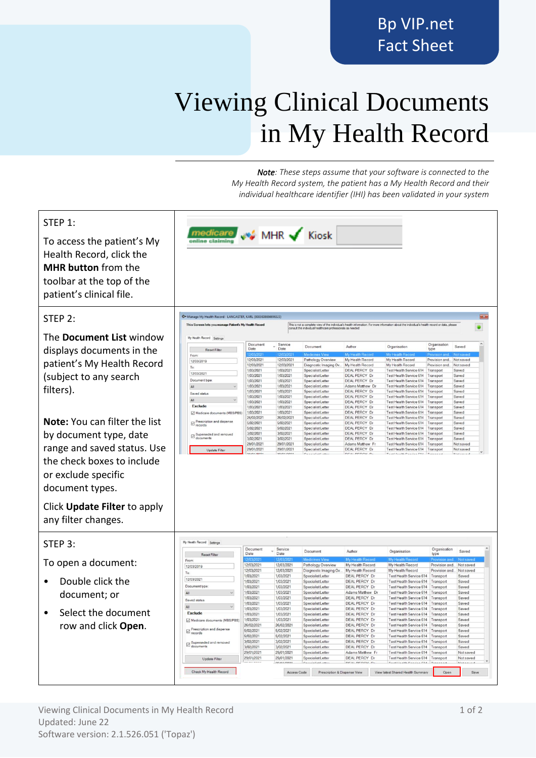Bp VIP.net
Fact Sheet

# Viewing Clinical Documents in My Health Record

*__Note__: These steps assume that your software is connected to the My Health Record system, the patient has a My Health Record and their individual healthcare identifier (IHI) has been validated in your system*

| | |
|---|---|
| STEP 1:<br><br>To access the patient's My Health Record, click the **MHR button** from the toolbar at the top of the patient's clinical file. | |
| STEP 2:<br><br>The **Document List** window displays documents in the patient's My Health Record (subject to any search filters).<br><br>**Note:** You can filter the list by document type, date range and saved status. Use the check boxes to include or exclude specific document types.<br><br>Click **Update Filter** to apply any filter changes. | |
| STEP 3:<br><br>To open a document:<br><br>• Double click the document; or<br><br>• Select the document row and click **Open**. | |

Viewing Clinical Documents in My Health Record
Updated: June 22
Software version: 2.1.526.051 ('Topaz')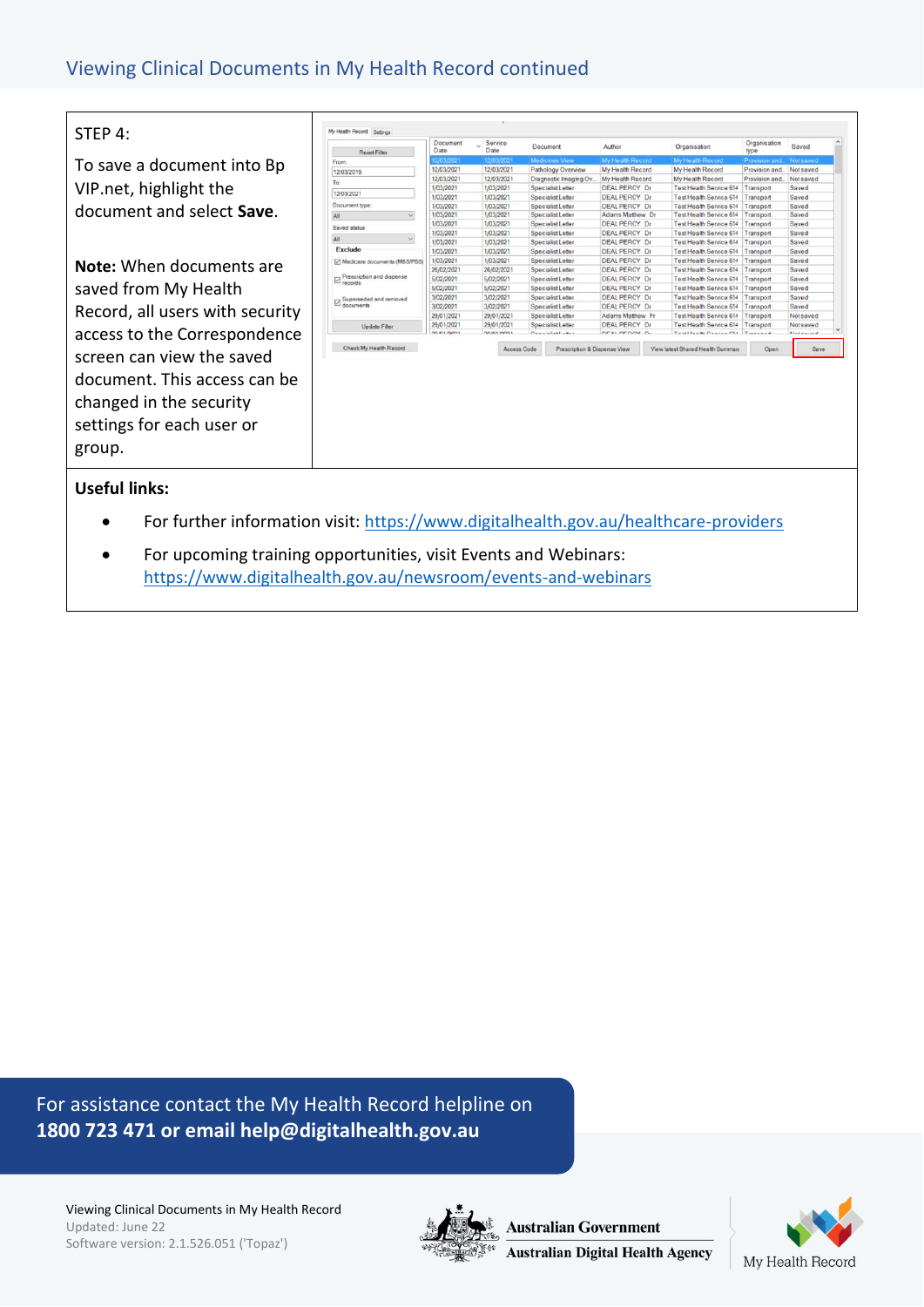## Viewing Clinical Documents in My Health Record continued

STEP 4:

To save a document into Bp VIP.net, highlight the document and select **Save**.

**Note:** When documents are saved from My Health Record, all users with security access to the Correspondence screen can view the saved document. This access can be changed in the security settings for each user or group.

**Useful links:**

- For further information visit: https://www.digitalhealth.gov.au/healthcare-providers
- For upcoming training opportunities, visit Events and Webinars: https://www.digitalhealth.gov.au/newsroom/events-and-webinars

For assistance contact the My Health Record helpline on **1800 723 471 or email help@digitalhealth.gov.au**

Viewing Clinical Documents in My Health Record
Updated: June 22
Software version: 2.1.526.051 ('Topaz')